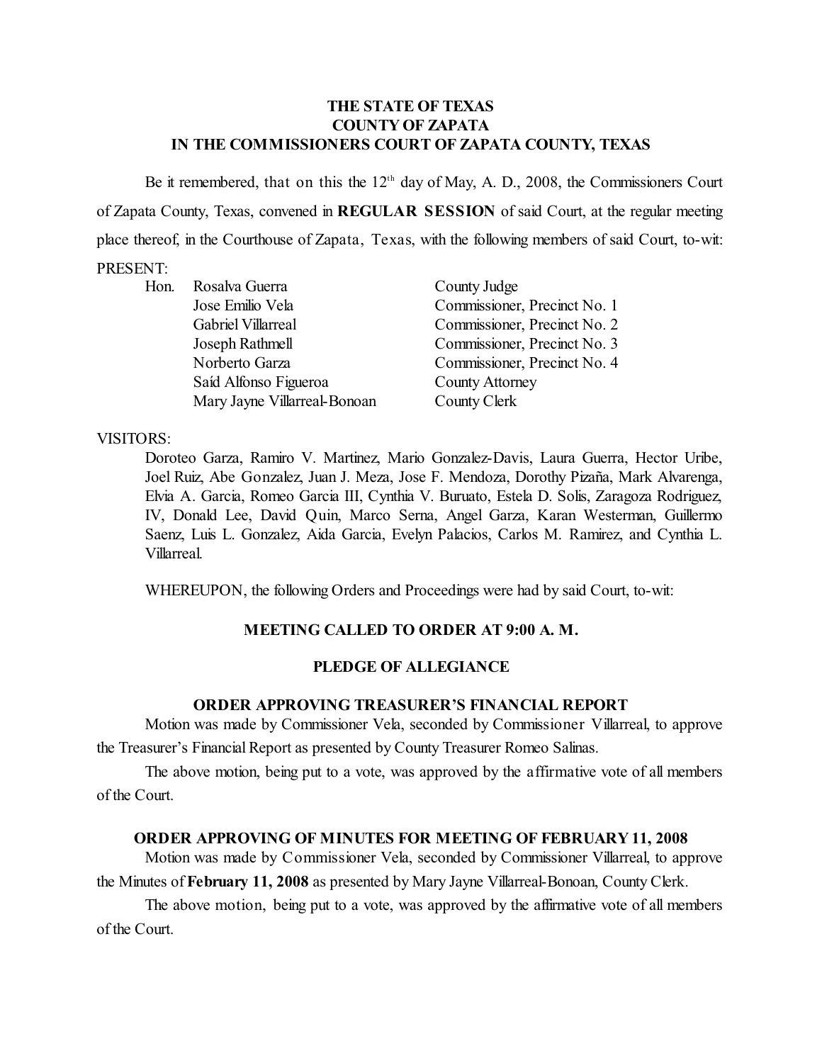**THE STATE OF TEXAS**
**COUNTY OF ZAPATA**
**IN THE COMMISSIONERS COURT OF ZAPATA COUNTY, TEXAS**

Be it remembered, that on this the 12th day of May, A. D., 2008, the Commissioners Court of Zapata County, Texas, convened in **REGULAR SESSION** of said Court, at the regular meeting place thereof, in the Courthouse of Zapata, Texas, with the following members of said Court, to-wit:

PRESENT:

| | | |
|---|---|---|
| Hon. | Rosalva Guerra | County Judge |
| | Jose Emilio Vela | Commissioner, Precinct No. 1 |
| | Gabriel Villarreal | Commissioner, Precinct No. 2 |
| | Joseph Rathmell | Commissioner, Precinct No. 3 |
| | Norberto Garza | Commissioner, Precinct No. 4 |
| | Saíd Alfonso Figueroa | County Attorney |
| | Mary Jayne Villarreal-Bonoan | County Clerk |

VISITORS:

Doroteo Garza, Ramiro V. Martinez, Mario Gonzalez-Davis, Laura Guerra, Hector Uribe, Joel Ruiz, Abe Gonzalez, Juan J. Meza, Jose F. Mendoza, Dorothy Pizaña, Mark Alvarenga, Elvia A. Garcia, Romeo Garcia III, Cynthia V. Buruato, Estela D. Solis, Zaragoza Rodriguez, IV, Donald Lee, David Quin, Marco Serna, Angel Garza, Karan Westerman, Guillermo Saenz, Luis L. Gonzalez, Aida Garcia, Evelyn Palacios, Carlos M. Ramirez, and Cynthia L. Villarreal.

WHEREUPON, the following Orders and Proceedings were had by said Court, to-wit:

**MEETING CALLED TO ORDER AT 9:00 A. M.**

**PLEDGE OF ALLEGIANCE**

**ORDER APPROVING TREASURER'S FINANCIAL REPORT**

Motion was made by Commissioner Vela, seconded by Commissioner Villarreal, to approve the Treasurer's Financial Report as presented by County Treasurer Romeo Salinas.

The above motion, being put to a vote, was approved by the affirmative vote of all members of the Court.

**ORDER APPROVING OF MINUTES FOR MEETING OF FEBRUARY 11, 2008**

Motion was made by Commissioner Vela, seconded by Commissioner Villarreal, to approve the Minutes of **February 11, 2008** as presented by Mary Jayne Villarreal-Bonoan, County Clerk.

The above motion, being put to a vote, was approved by the affirmative vote of all members of the Court.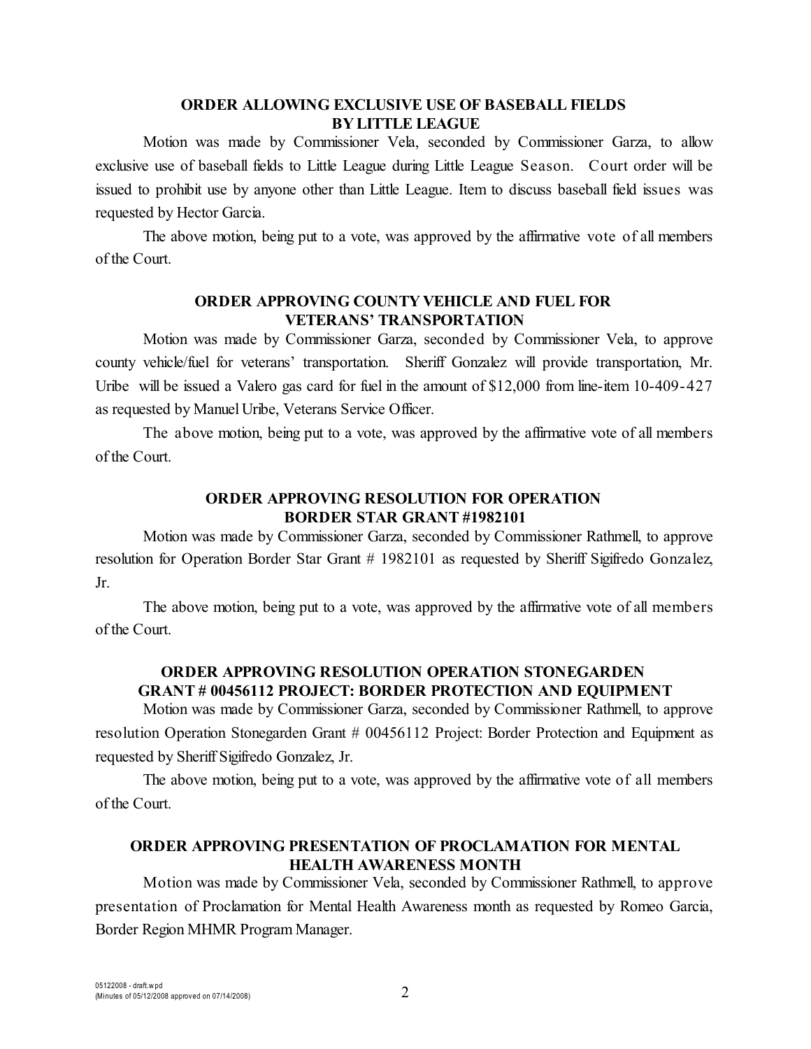**ORDER ALLOWING EXCLUSIVE USE OF BASEBALL FIELDS BY LITTLE LEAGUE**

Motion was made by Commissioner Vela, seconded by Commissioner Garza, to allow exclusive use of baseball fields to Little League during Little League Season. Court order will be issued to prohibit use by anyone other than Little League. Item to discuss baseball field issues was requested by Hector Garcia.

The above motion, being put to a vote, was approved by the affirmative vote of all members of the Court.

**ORDER APPROVING COUNTY VEHICLE AND FUEL FOR VETERANS' TRANSPORTATION**

Motion was made by Commissioner Garza, seconded by Commissioner Vela, to approve county vehicle/fuel for veterans' transportation. Sheriff Gonzalez will provide transportation, Mr. Uribe will be issued a Valero gas card for fuel in the amount of $12,000 from line-item 10-409-427 as requested by Manuel Uribe, Veterans Service Officer.

The above motion, being put to a vote, was approved by the affirmative vote of all members of the Court.

**ORDER APPROVING RESOLUTION FOR OPERATION BORDER STAR GRANT #1982101**

Motion was made by Commissioner Garza, seconded by Commissioner Rathmell, to approve resolution for Operation Border Star Grant # 1982101 as requested by Sheriff Sigifredo Gonzalez, Jr.

The above motion, being put to a vote, was approved by the affirmative vote of all members of the Court.

**ORDER APPROVING RESOLUTION OPERATION STONEGARDEN GRANT # 00456112 PROJECT: BORDER PROTECTION AND EQUIPMENT**

Motion was made by Commissioner Garza, seconded by Commissioner Rathmell, to approve resolution Operation Stonegarden Grant # 00456112 Project: Border Protection and Equipment as requested by Sheriff Sigifredo Gonzalez, Jr.

The above motion, being put to a vote, was approved by the affirmative vote of all members of the Court.

**ORDER APPROVING PRESENTATION OF PROCLAMATION FOR MENTAL HEALTH AWARENESS MONTH**

Motion was made by Commissioner Vela, seconded by Commissioner Rathmell, to approve presentation of Proclamation for Mental Health Awareness month as requested by Romeo Garcia, Border Region MHMR Program Manager.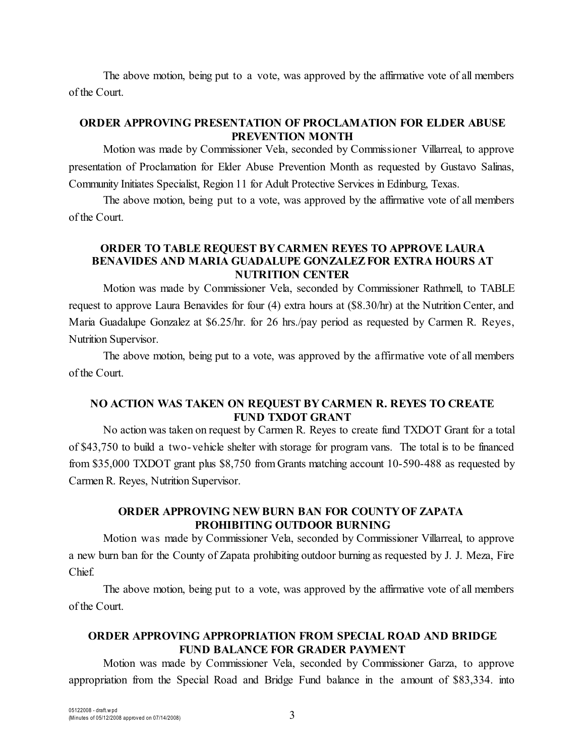The above motion, being put to a vote, was approved by the affirmative vote of all members of the Court.

### ORDER APPROVING PRESENTATION OF PROCLAMATION FOR ELDER ABUSE PREVENTION MONTH

Motion was made by Commissioner Vela, seconded by Commissioner Villarreal, to approve presentation of Proclamation for Elder Abuse Prevention Month as requested by Gustavo Salinas, Community Initiates Specialist, Region 11 for Adult Protective Services in Edinburg, Texas.

The above motion, being put to a vote, was approved by the affirmative vote of all members of the Court.

### ORDER TO TABLE REQUEST BY CARMEN REYES TO APPROVE LAURA BENAVIDES AND MARIA GUADALUPE GONZALEZ FOR EXTRA HOURS AT NUTRITION CENTER

Motion was made by Commissioner Vela, seconded by Commissioner Rathmell, to TABLE request to approve Laura Benavides for four (4) extra hours at ($8.30/hr) at the Nutrition Center, and Maria Guadalupe Gonzalez at $6.25/hr. for 26 hrs./pay period as requested by Carmen R. Reyes, Nutrition Supervisor.

The above motion, being put to a vote, was approved by the affirmative vote of all members of the Court.

### NO ACTION WAS TAKEN ON REQUEST BY CARMEN R. REYES TO CREATE FUND TXDOT GRANT

No action was taken on request by Carmen R. Reyes to create fund TXDOT Grant for a total of $43,750 to build a two-vehicle shelter with storage for program vans. The total is to be financed from $35,000 TXDOT grant plus $8,750 from Grants matching account 10-590-488 as requested by Carmen R. Reyes, Nutrition Supervisor.

### ORDER APPROVING NEW BURN BAN FOR COUNTY OF ZAPATA PROHIBITING OUTDOOR BURNING

Motion was made by Commissioner Vela, seconded by Commissioner Villarreal, to approve a new burn ban for the County of Zapata prohibiting outdoor burning as requested by J. J. Meza, Fire Chief.

The above motion, being put to a vote, was approved by the affirmative vote of all members of the Court.

### ORDER APPROVING APPROPRIATION FROM SPECIAL ROAD AND BRIDGE FUND BALANCE FOR GRADER PAYMENT

Motion was made by Commissioner Vela, seconded by Commissioner Garza, to approve appropriation from the Special Road and Bridge Fund balance in the amount of $83,334. into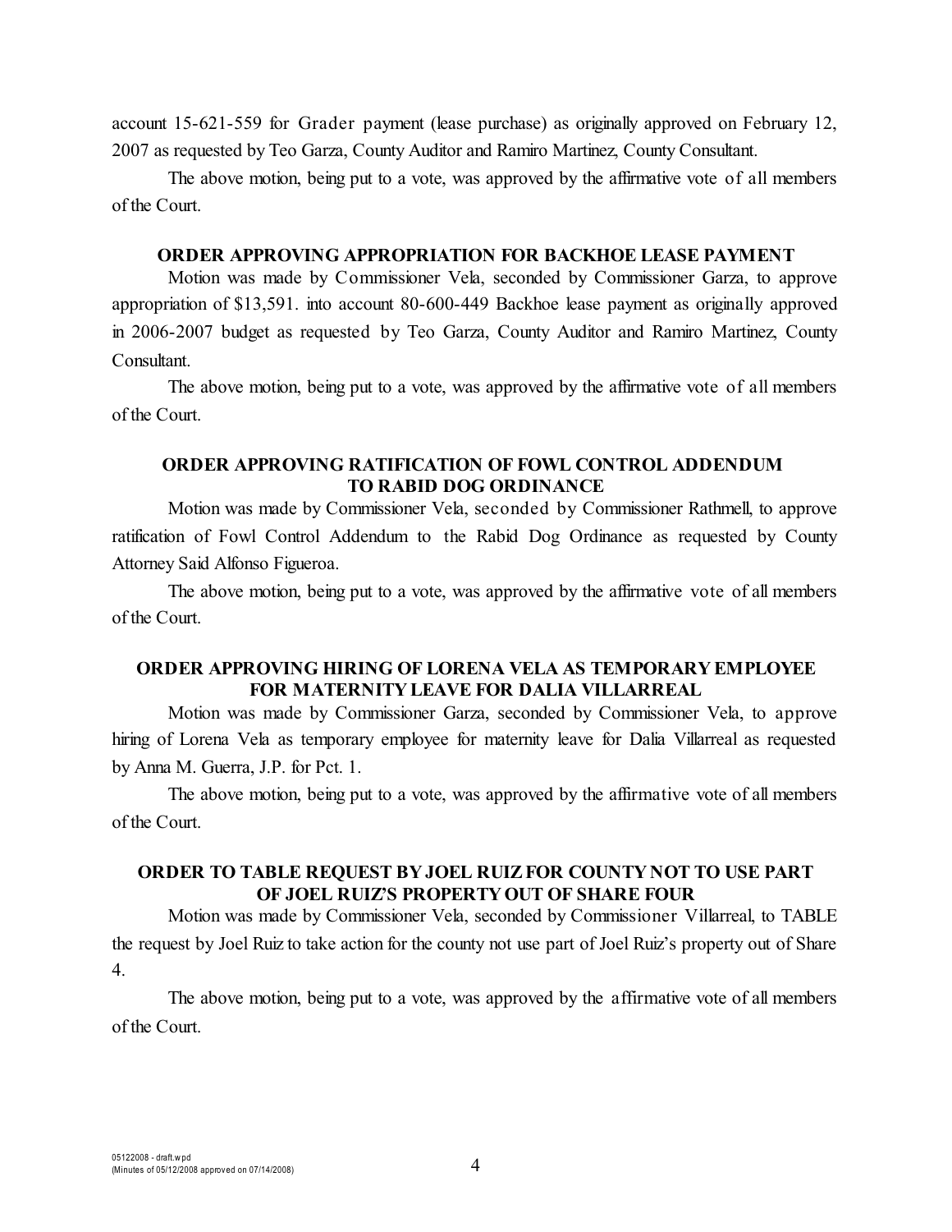account 15-621-559 for Grader payment (lease purchase) as originally approved on February 12, 2007 as requested by Teo Garza, County Auditor and Ramiro Martinez, County Consultant.

The above motion, being put to a vote, was approved by the affirmative vote of all members of the Court.

**ORDER APPROVING APPROPRIATION FOR BACKHOE LEASE PAYMENT**

Motion was made by Commissioner Vela, seconded by Commissioner Garza, to approve appropriation of $13,591. into account 80-600-449 Backhoe lease payment as originally approved in 2006-2007 budget as requested by Teo Garza, County Auditor and Ramiro Martinez, County Consultant.

The above motion, being put to a vote, was approved by the affirmative vote of all members of the Court.

**ORDER APPROVING RATIFICATION OF FOWL CONTROL ADDENDUM TO RABID DOG ORDINANCE**

Motion was made by Commissioner Vela, seconded by Commissioner Rathmell, to approve ratification of Fowl Control Addendum to the Rabid Dog Ordinance as requested by County Attorney Said Alfonso Figueroa.

The above motion, being put to a vote, was approved by the affirmative vote of all members of the Court.

**ORDER APPROVING HIRING OF LORENA VELA AS TEMPORARY EMPLOYEE FOR MATERNITY LEAVE FOR DALIA VILLARREAL**

Motion was made by Commissioner Garza, seconded by Commissioner Vela, to approve hiring of Lorena Vela as temporary employee for maternity leave for Dalia Villarreal as requested by Anna M. Guerra, J.P. for Pct. 1.

The above motion, being put to a vote, was approved by the affirmative vote of all members of the Court.

**ORDER TO TABLE REQUEST BY JOEL RUIZ FOR COUNTY NOT TO USE PART OF JOEL RUIZ'S PROPERTY OUT OF SHARE FOUR**

Motion was made by Commissioner Vela, seconded by Commissioner Villarreal, to TABLE the request by Joel Ruiz to take action for the county not use part of Joel Ruiz's property out of Share 4.

The above motion, being put to a vote, was approved by the affirmative vote of all members of the Court.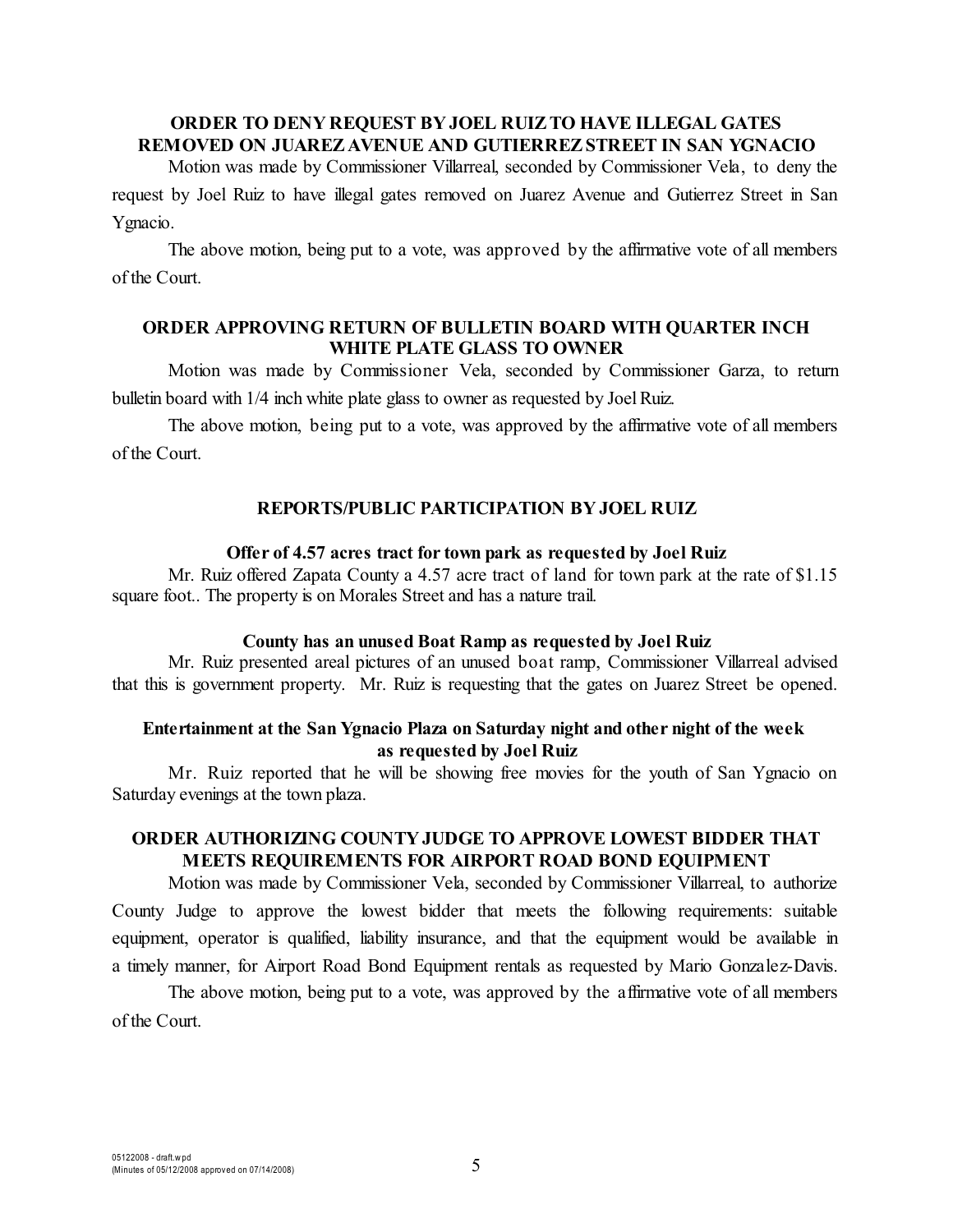### ORDER TO DENY REQUEST BY JOEL RUIZ TO HAVE ILLEGAL GATES REMOVED ON JUAREZ AVENUE AND GUTIERREZ STREET IN SAN YGNACIO

Motion was made by Commissioner Villarreal, seconded by Commissioner Vela, to deny the request by Joel Ruiz to have illegal gates removed on Juarez Avenue and Gutierrez Street in San Ygnacio.

The above motion, being put to a vote, was approved by the affirmative vote of all members of the Court.

### ORDER APPROVING RETURN OF BULLETIN BOARD WITH QUARTER INCH WHITE PLATE GLASS TO OWNER

Motion was made by Commissioner Vela, seconded by Commissioner Garza, to return bulletin board with 1/4 inch white plate glass to owner as requested by Joel Ruiz.

The above motion, being put to a vote, was approved by the affirmative vote of all members of the Court.

### REPORTS/PUBLIC PARTICIPATION BY JOEL RUIZ

#### Offer of 4.57 acres tract for town park as requested by Joel Ruiz

Mr. Ruiz offered Zapata County a 4.57 acre tract of land for town park at the rate of $1.15 square foot.. The property is on Morales Street and has a nature trail.

#### County has an unused Boat Ramp as requested by Joel Ruiz

Mr. Ruiz presented areal pictures of an unused boat ramp, Commissioner Villarreal advised that this is government property. Mr. Ruiz is requesting that the gates on Juarez Street be opened.

#### Entertainment at the San Ygnacio Plaza on Saturday night and other night of the week as requested by Joel Ruiz

Mr. Ruiz reported that he will be showing free movies for the youth of San Ygnacio on Saturday evenings at the town plaza.

### ORDER AUTHORIZING COUNTY JUDGE TO APPROVE LOWEST BIDDER THAT MEETS REQUIREMENTS FOR AIRPORT ROAD BOND EQUIPMENT

Motion was made by Commissioner Vela, seconded by Commissioner Villarreal, to authorize County Judge to approve the lowest bidder that meets the following requirements: suitable equipment, operator is qualified, liability insurance, and that the equipment would be available in a timely manner, for Airport Road Bond Equipment rentals as requested by Mario Gonzalez-Davis.

The above motion, being put to a vote, was approved by the affirmative vote of all members of the Court.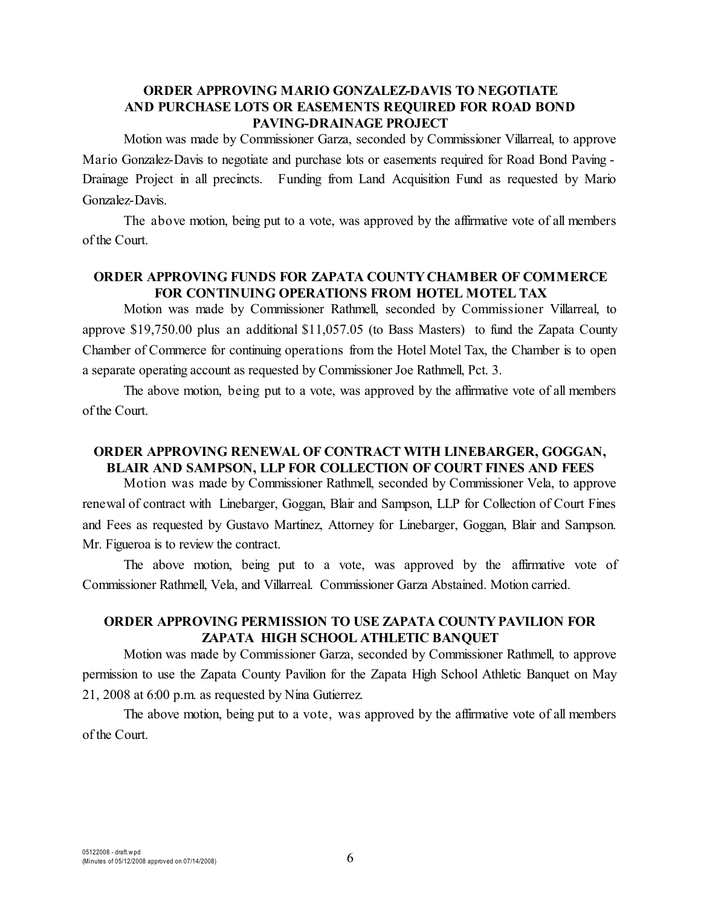### ORDER APPROVING MARIO GONZALEZ-DAVIS TO NEGOTIATE AND PURCHASE LOTS OR EASEMENTS REQUIRED FOR ROAD BOND PAVING-DRAINAGE PROJECT

Motion was made by Commissioner Garza, seconded by Commissioner Villarreal, to approve Mario Gonzalez-Davis to negotiate and purchase lots or easements required for Road Bond Paving - Drainage Project in all precincts. Funding from Land Acquisition Fund as requested by Mario Gonzalez-Davis.

The above motion, being put to a vote, was approved by the affirmative vote of all members of the Court.

### ORDER APPROVING FUNDS FOR ZAPATA COUNTY CHAMBER OF COMMERCE FOR CONTINUING OPERATIONS FROM HOTEL MOTEL TAX

Motion was made by Commissioner Rathmell, seconded by Commissioner Villarreal, to approve $19,750.00 plus an additional $11,057.05 (to Bass Masters) to fund the Zapata County Chamber of Commerce for continuing operations from the Hotel Motel Tax, the Chamber is to open a separate operating account as requested by Commissioner Joe Rathmell, Pct. 3.

The above motion, being put to a vote, was approved by the affirmative vote of all members of the Court.

### ORDER APPROVING RENEWAL OF CONTRACT WITH LINEBARGER, GOGGAN, BLAIR AND SAMPSON, LLP FOR COLLECTION OF COURT FINES AND FEES

Motion was made by Commissioner Rathmell, seconded by Commissioner Vela, to approve renewal of contract with Linebarger, Goggan, Blair and Sampson, LLP for Collection of Court Fines and Fees as requested by Gustavo Martinez, Attorney for Linebarger, Goggan, Blair and Sampson. Mr. Figueroa is to review the contract.

The above motion, being put to a vote, was approved by the affirmative vote of Commissioner Rathmell, Vela, and Villarreal. Commissioner Garza Abstained. Motion carried.

### ORDER APPROVING PERMISSION TO USE ZAPATA COUNTY PAVILION FOR ZAPATA HIGH SCHOOL ATHLETIC BANQUET

Motion was made by Commissioner Garza, seconded by Commissioner Rathmell, to approve permission to use the Zapata County Pavilion for the Zapata High School Athletic Banquet on May 21, 2008 at 6:00 p.m. as requested by Nina Gutierrez.

The above motion, being put to a vote, was approved by the affirmative vote of all members of the Court.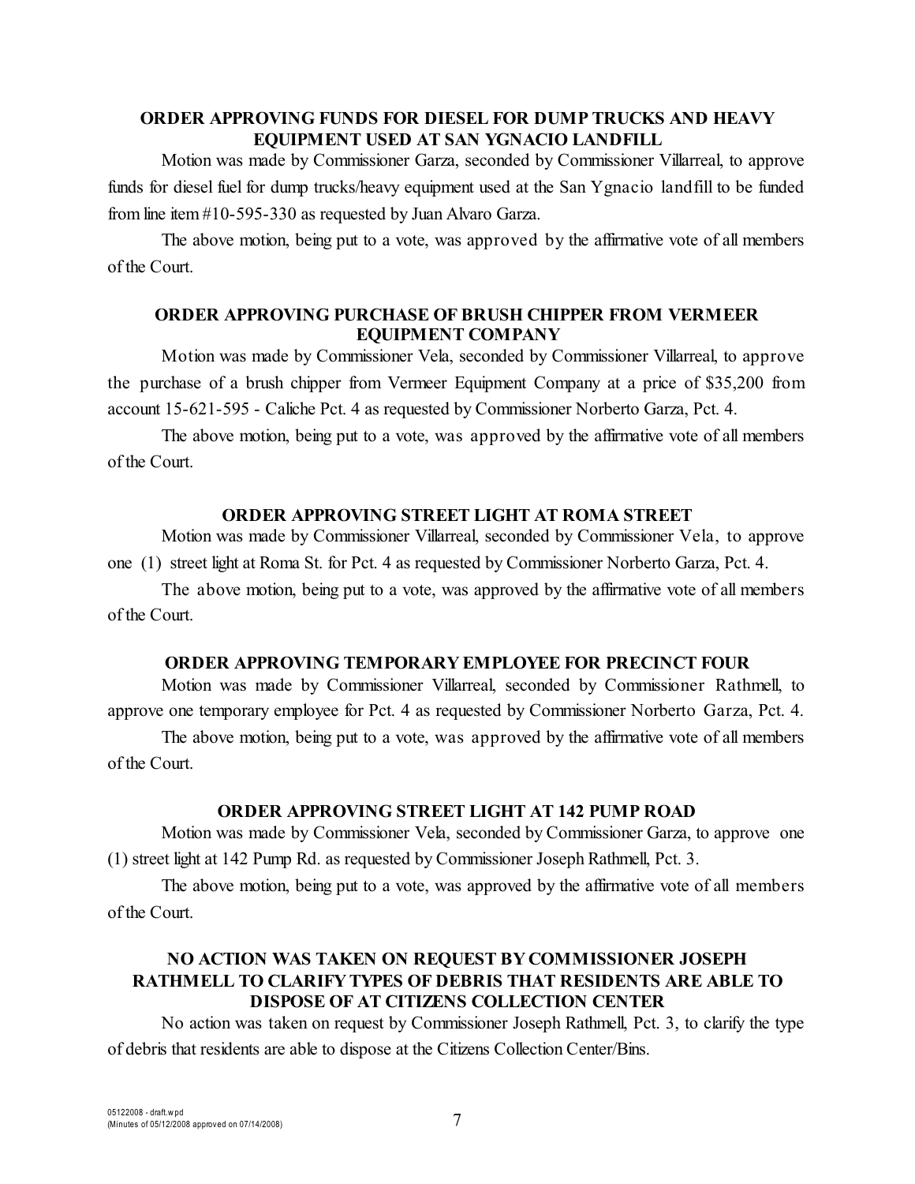**ORDER APPROVING FUNDS FOR DIESEL FOR DUMP TRUCKS AND HEAVY EQUIPMENT USED AT SAN YGNACIO LANDFILL**

Motion was made by Commissioner Garza, seconded by Commissioner Villarreal, to approve funds for diesel fuel for dump trucks/heavy equipment used at the San Ygnacio landfill to be funded from line item #10-595-330 as requested by Juan Alvaro Garza.

The above motion, being put to a vote, was approved by the affirmative vote of all members of the Court.

**ORDER APPROVING PURCHASE OF BRUSH CHIPPER FROM VERMEER EQUIPMENT COMPANY**

Motion was made by Commissioner Vela, seconded by Commissioner Villarreal, to approve the purchase of a brush chipper from Vermeer Equipment Company at a price of $35,200 from account 15-621-595 - Caliche Pct. 4 as requested by Commissioner Norberto Garza, Pct. 4.

The above motion, being put to a vote, was approved by the affirmative vote of all members of the Court.

**ORDER APPROVING STREET LIGHT AT ROMA STREET**

Motion was made by Commissioner Villarreal, seconded by Commissioner Vela, to approve one (1) street light at Roma St. for Pct. 4 as requested by Commissioner Norberto Garza, Pct. 4.

The above motion, being put to a vote, was approved by the affirmative vote of all members of the Court.

**ORDER APPROVING TEMPORARY EMPLOYEE FOR PRECINCT FOUR**

Motion was made by Commissioner Villarreal, seconded by Commissioner Rathmell, to approve one temporary employee for Pct. 4 as requested by Commissioner Norberto Garza, Pct. 4.

The above motion, being put to a vote, was approved by the affirmative vote of all members of the Court.

**ORDER APPROVING STREET LIGHT AT 142 PUMP ROAD**

Motion was made by Commissioner Vela, seconded by Commissioner Garza, to approve one (1) street light at 142 Pump Rd. as requested by Commissioner Joseph Rathmell, Pct. 3.

The above motion, being put to a vote, was approved by the affirmative vote of all members of the Court.

**NO ACTION WAS TAKEN ON REQUEST BY COMMISSIONER JOSEPH RATHMELL TO CLARIFY TYPES OF DEBRIS THAT RESIDENTS ARE ABLE TO DISPOSE OF AT CITIZENS COLLECTION CENTER**

No action was taken on request by Commissioner Joseph Rathmell, Pct. 3, to clarify the type of debris that residents are able to dispose at the Citizens Collection Center/Bins.

05122008 - draft.wpd
(Minutes of 05/12/2008 approved on 07/14/2008)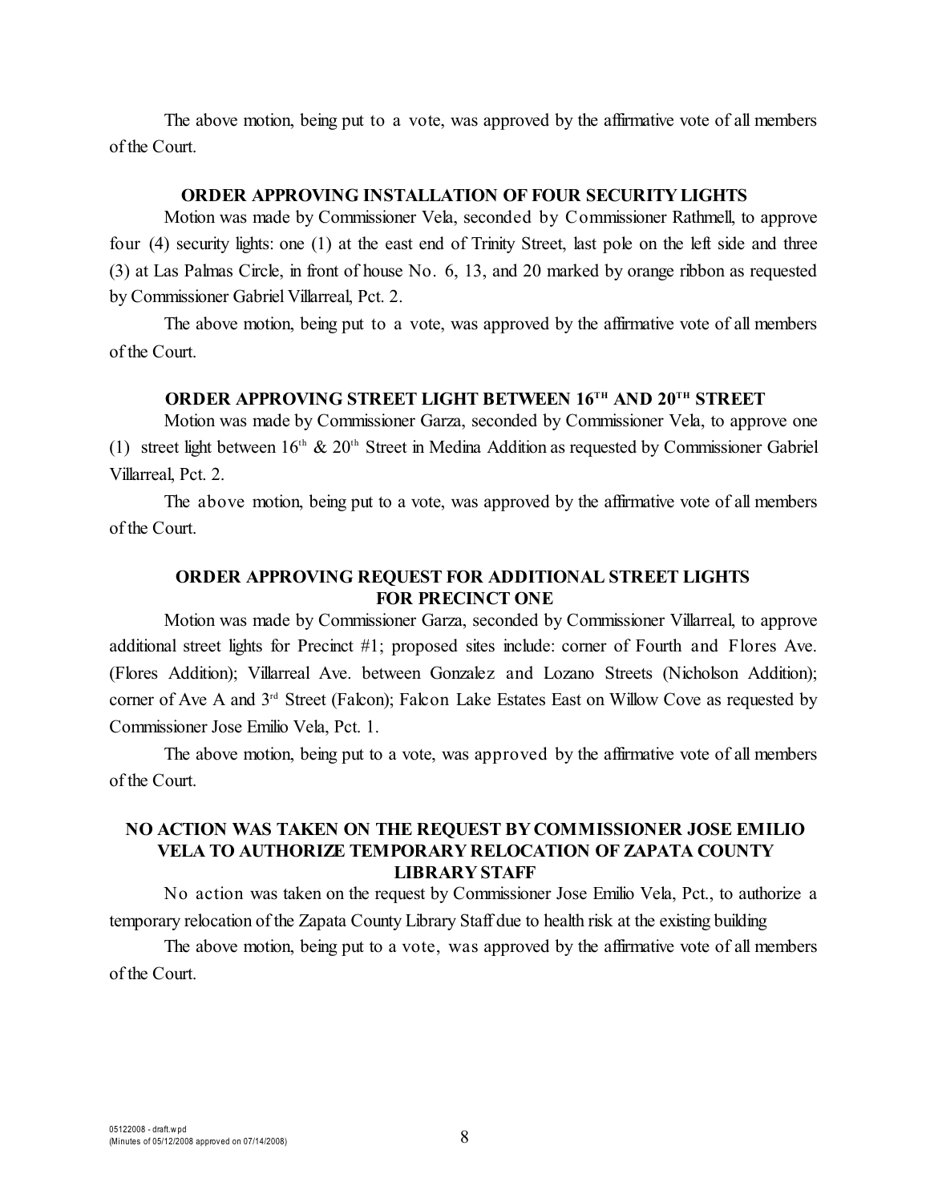The above motion, being put to a vote, was approved by the affirmative vote of all members of the Court.

### ORDER APPROVING INSTALLATION OF FOUR SECURITY LIGHTS

Motion was made by Commissioner Vela, seconded by Commissioner Rathmell, to approve four (4) security lights: one (1) at the east end of Trinity Street, last pole on the left side and three (3) at Las Palmas Circle, in front of house No. 6, 13, and 20 marked by orange ribbon as requested by Commissioner Gabriel Villarreal, Pct. 2.

The above motion, being put to a vote, was approved by the affirmative vote of all members of the Court.

### ORDER APPROVING STREET LIGHT BETWEEN 16TH AND 20TH STREET

Motion was made by Commissioner Garza, seconded by Commissioner Vela, to approve one (1) street light between 16th & 20th Street in Medina Addition as requested by Commissioner Gabriel Villarreal, Pct. 2.

The above motion, being put to a vote, was approved by the affirmative vote of all members of the Court.

### ORDER APPROVING REQUEST FOR ADDITIONAL STREET LIGHTS FOR PRECINCT ONE

Motion was made by Commissioner Garza, seconded by Commissioner Villarreal, to approve additional street lights for Precinct #1; proposed sites include: corner of Fourth and Flores Ave. (Flores Addition); Villarreal Ave. between Gonzalez and Lozano Streets (Nicholson Addition); corner of Ave A and 3rd Street (Falcon); Falcon Lake Estates East on Willow Cove as requested by Commissioner Jose Emilio Vela, Pct. 1.

The above motion, being put to a vote, was approved by the affirmative vote of all members of the Court.

### NO ACTION WAS TAKEN ON THE REQUEST BY COMMISSIONER JOSE EMILIO VELA TO AUTHORIZE TEMPORARY RELOCATION OF ZAPATA COUNTY LIBRARY STAFF

No action was taken on the request by Commissioner Jose Emilio Vela, Pct., to authorize a temporary relocation of the Zapata County Library Staff due to health risk at the existing building

The above motion, being put to a vote, was approved by the affirmative vote of all members of the Court.

05122008 - draft.wpd
(Minutes of 05/12/2008 approved on 07/14/2008)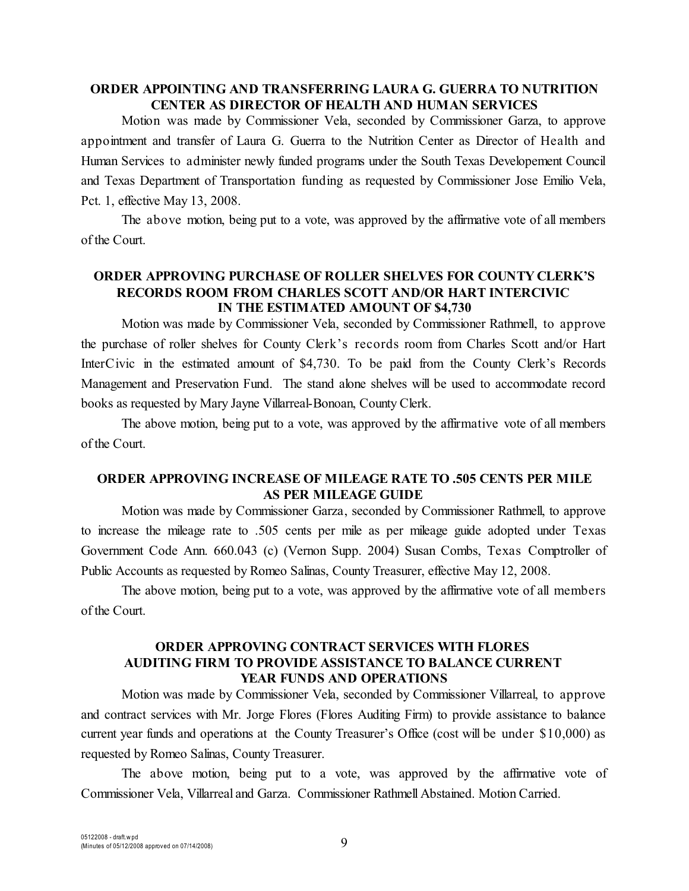### ORDER APPOINTING AND TRANSFERRING LAURA G. GUERRA TO NUTRITION CENTER AS DIRECTOR OF HEALTH AND HUMAN SERVICES

Motion was made by Commissioner Vela, seconded by Commissioner Garza, to approve appointment and transfer of Laura G. Guerra to the Nutrition Center as Director of Health and Human Services to administer newly funded programs under the South Texas Developement Council and Texas Department of Transportation funding as requested by Commissioner Jose Emilio Vela, Pct. 1, effective May 13, 2008.

The above motion, being put to a vote, was approved by the affirmative vote of all members of the Court.

### ORDER APPROVING PURCHASE OF ROLLER SHELVES FOR COUNTY CLERK'S RECORDS ROOM FROM CHARLES SCOTT AND/OR HART INTERCIVIC IN THE ESTIMATED AMOUNT OF $4,730

Motion was made by Commissioner Vela, seconded by Commissioner Rathmell, to approve the purchase of roller shelves for County Clerk's records room from Charles Scott and/or Hart InterCivic in the estimated amount of $4,730. To be paid from the County Clerk's Records Management and Preservation Fund. The stand alone shelves will be used to accommodate record books as requested by Mary Jayne Villarreal-Bonoan, County Clerk.

The above motion, being put to a vote, was approved by the affirmative vote of all members of the Court.

### ORDER APPROVING INCREASE OF MILEAGE RATE TO .505 CENTS PER MILE AS PER MILEAGE GUIDE

Motion was made by Commissioner Garza, seconded by Commissioner Rathmell, to approve to increase the mileage rate to .505 cents per mile as per mileage guide adopted under Texas Government Code Ann. 660.043 (c) (Vernon Supp. 2004) Susan Combs, Texas Comptroller of Public Accounts as requested by Romeo Salinas, County Treasurer, effective May 12, 2008.

The above motion, being put to a vote, was approved by the affirmative vote of all members of the Court.

### ORDER APPROVING CONTRACT SERVICES WITH FLORES AUDITING FIRM TO PROVIDE ASSISTANCE TO BALANCE CURRENT YEAR FUNDS AND OPERATIONS

Motion was made by Commissioner Vela, seconded by Commissioner Villarreal, to approve and contract services with Mr. Jorge Flores (Flores Auditing Firm) to provide assistance to balance current year funds and operations at the County Treasurer's Office (cost will be under $10,000) as requested by Romeo Salinas, County Treasurer.

The above motion, being put to a vote, was approved by the affirmative vote of Commissioner Vela, Villarreal and Garza. Commissioner Rathmell Abstained. Motion Carried.

05122008 - draft.wpd
(Minutes of 05/12/2008 approved on 07/14/2008)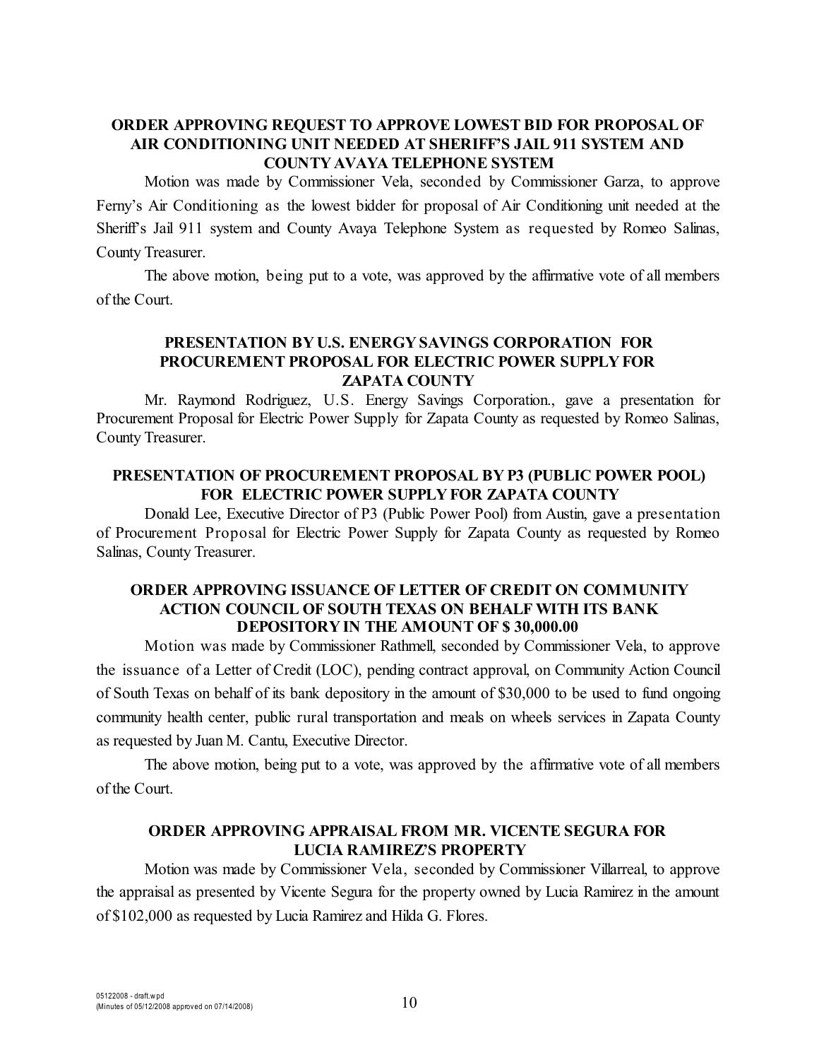**ORDER APPROVING REQUEST TO APPROVE LOWEST BID FOR PROPOSAL OF AIR CONDITIONING UNIT NEEDED AT SHERIFF'S JAIL 911 SYSTEM AND COUNTY AVAYA TELEPHONE SYSTEM**

Motion was made by Commissioner Vela, seconded by Commissioner Garza, to approve Ferny's Air Conditioning as the lowest bidder for proposal of Air Conditioning unit needed at the Sheriff's Jail 911 system and County Avaya Telephone System as requested by Romeo Salinas, County Treasurer.

The above motion, being put to a vote, was approved by the affirmative vote of all members of the Court.

**PRESENTATION BY U.S. ENERGY SAVINGS CORPORATION FOR PROCUREMENT PROPOSAL FOR ELECTRIC POWER SUPPLY FOR ZAPATA COUNTY**

Mr. Raymond Rodriguez, U.S. Energy Savings Corporation., gave a presentation for Procurement Proposal for Electric Power Supply for Zapata County as requested by Romeo Salinas, County Treasurer.

**PRESENTATION OF PROCUREMENT PROPOSAL BY P3 (PUBLIC POWER POOL) FOR ELECTRIC POWER SUPPLY FOR ZAPATA COUNTY**

Donald Lee, Executive Director of P3 (Public Power Pool) from Austin, gave a presentation of Procurement Proposal for Electric Power Supply for Zapata County as requested by Romeo Salinas, County Treasurer.

**ORDER APPROVING ISSUANCE OF LETTER OF CREDIT ON COMMUNITY ACTION COUNCIL OF SOUTH TEXAS ON BEHALF WITH ITS BANK DEPOSITORY IN THE AMOUNT OF $ 30,000.00**

Motion was made by Commissioner Rathmell, seconded by Commissioner Vela, to approve the issuance of a Letter of Credit (LOC), pending contract approval, on Community Action Council of South Texas on behalf of its bank depository in the amount of $30,000 to be used to fund ongoing community health center, public rural transportation and meals on wheels services in Zapata County as requested by Juan M. Cantu, Executive Director.

The above motion, being put to a vote, was approved by the affirmative vote of all members of the Court.

**ORDER APPROVING APPRAISAL FROM MR. VICENTE SEGURA FOR LUCIA RAMIREZ'S PROPERTY**

Motion was made by Commissioner Vela, seconded by Commissioner Villarreal, to approve the appraisal as presented by Vicente Segura for the property owned by Lucia Ramirez in the amount of $102,000 as requested by Lucia Ramirez and Hilda G. Flores.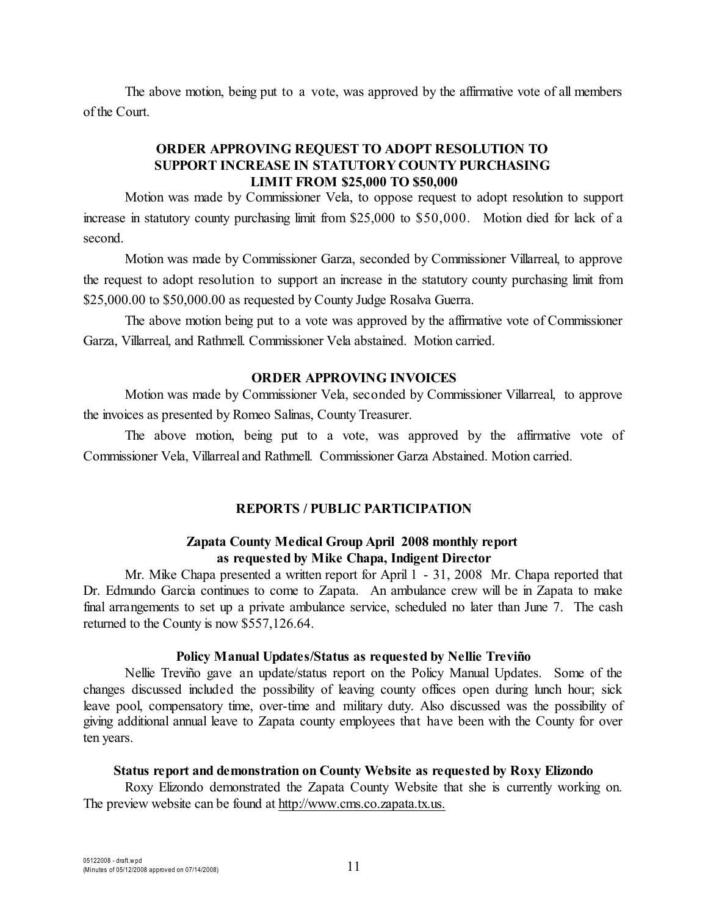The above motion, being put to a vote, was approved by the affirmative vote of all members of the Court.

**ORDER APPROVING REQUEST TO ADOPT RESOLUTION TO SUPPORT INCREASE IN STATUTORY COUNTY PURCHASING LIMIT FROM $25,000 TO $50,000**

Motion was made by Commissioner Vela, to oppose request to adopt resolution to support increase in statutory county purchasing limit from $25,000 to $50,000. Motion died for lack of a second.

Motion was made by Commissioner Garza, seconded by Commissioner Villarreal, to approve the request to adopt resolution to support an increase in the statutory county purchasing limit from $25,000.00 to $50,000.00 as requested by County Judge Rosalva Guerra.

The above motion being put to a vote was approved by the affirmative vote of Commissioner Garza, Villarreal, and Rathmell. Commissioner Vela abstained. Motion carried.

**ORDER APPROVING INVOICES**

Motion was made by Commissioner Vela, seconded by Commissioner Villarreal, to approve the invoices as presented by Romeo Salinas, County Treasurer.

The above motion, being put to a vote, was approved by the affirmative vote of Commissioner Vela, Villarreal and Rathmell. Commissioner Garza Abstained. Motion carried.

**REPORTS / PUBLIC PARTICIPATION**

**Zapata County Medical Group April 2008 monthly report as requested by Mike Chapa, Indigent Director**

Mr. Mike Chapa presented a written report for April 1 - 31, 2008 Mr. Chapa reported that Dr. Edmundo Garcia continues to come to Zapata. An ambulance crew will be in Zapata to make final arrangements to set up a private ambulance service, scheduled no later than June 7. The cash returned to the County is now $557,126.64.

**Policy Manual Updates/Status as requested by Nellie Treviño**

Nellie Treviño gave an update/status report on the Policy Manual Updates. Some of the changes discussed included the possibility of leaving county offices open during lunch hour; sick leave pool, compensatory time, over-time and military duty. Also discussed was the possibility of giving additional annual leave to Zapata county employees that have been with the County for over ten years.

**Status report and demonstration on County Website as requested by Roxy Elizondo**

Roxy Elizondo demonstrated the Zapata County Website that she is currently working on. The preview website can be found at http://www.cms.co.zapata.tx.us.

05122008 - draft.wpd
(Minutes of 05/12/2008 approved on 07/14/2008)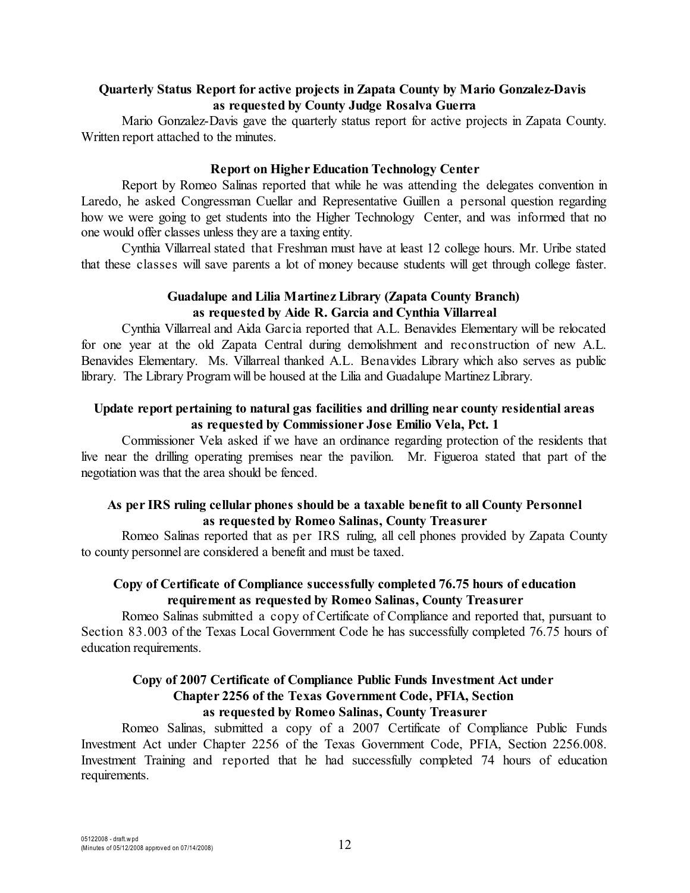**Quarterly Status Report for active projects in Zapata County by Mario Gonzalez-Davis as requested by County Judge Rosalva Guerra**

Mario Gonzalez-Davis gave the quarterly status report for active projects in Zapata County. Written report attached to the minutes.

**Report on Higher Education Technology Center**

Report by Romeo Salinas reported that while he was attending the delegates convention in Laredo, he asked Congressman Cuellar and Representative Guillen a personal question regarding how we were going to get students into the Higher Technology Center, and was informed that no one would offer classes unless they are a taxing entity.

Cynthia Villarreal stated that Freshman must have at least 12 college hours. Mr. Uribe stated that these classes will save parents a lot of money because students will get through college faster.

**Guadalupe and Lilia Martinez Library (Zapata County Branch) as requested by Aide R. Garcia and Cynthia Villarreal**

Cynthia Villarreal and Aida Garcia reported that A.L. Benavides Elementary will be relocated for one year at the old Zapata Central during demolishment and reconstruction of new A.L. Benavides Elementary. Ms. Villarreal thanked A.L. Benavides Library which also serves as public library. The Library Program will be housed at the Lilia and Guadalupe Martinez Library.

**Update report pertaining to natural gas facilities and drilling near county residential areas as requested by Commissioner Jose Emilio Vela, Pct. 1**

Commissioner Vela asked if we have an ordinance regarding protection of the residents that live near the drilling operating premises near the pavilion. Mr. Figueroa stated that part of the negotiation was that the area should be fenced.

**As per IRS ruling cellular phones should be a taxable benefit to all County Personnel as requested by Romeo Salinas, County Treasurer**

Romeo Salinas reported that as per IRS ruling, all cell phones provided by Zapata County to county personnel are considered a benefit and must be taxed.

**Copy of Certificate of Compliance successfully completed 76.75 hours of education requirement as requested by Romeo Salinas, County Treasurer**

Romeo Salinas submitted a copy of Certificate of Compliance and reported that, pursuant to Section 83.003 of the Texas Local Government Code he has successfully completed 76.75 hours of education requirements.

**Copy of 2007 Certificate of Compliance Public Funds Investment Act under Chapter 2256 of the Texas Government Code, PFIA, Section as requested by Romeo Salinas, County Treasurer**

Romeo Salinas, submitted a copy of a 2007 Certificate of Compliance Public Funds Investment Act under Chapter 2256 of the Texas Government Code, PFIA, Section 2256.008. Investment Training and reported that he had successfully completed 74 hours of education requirements.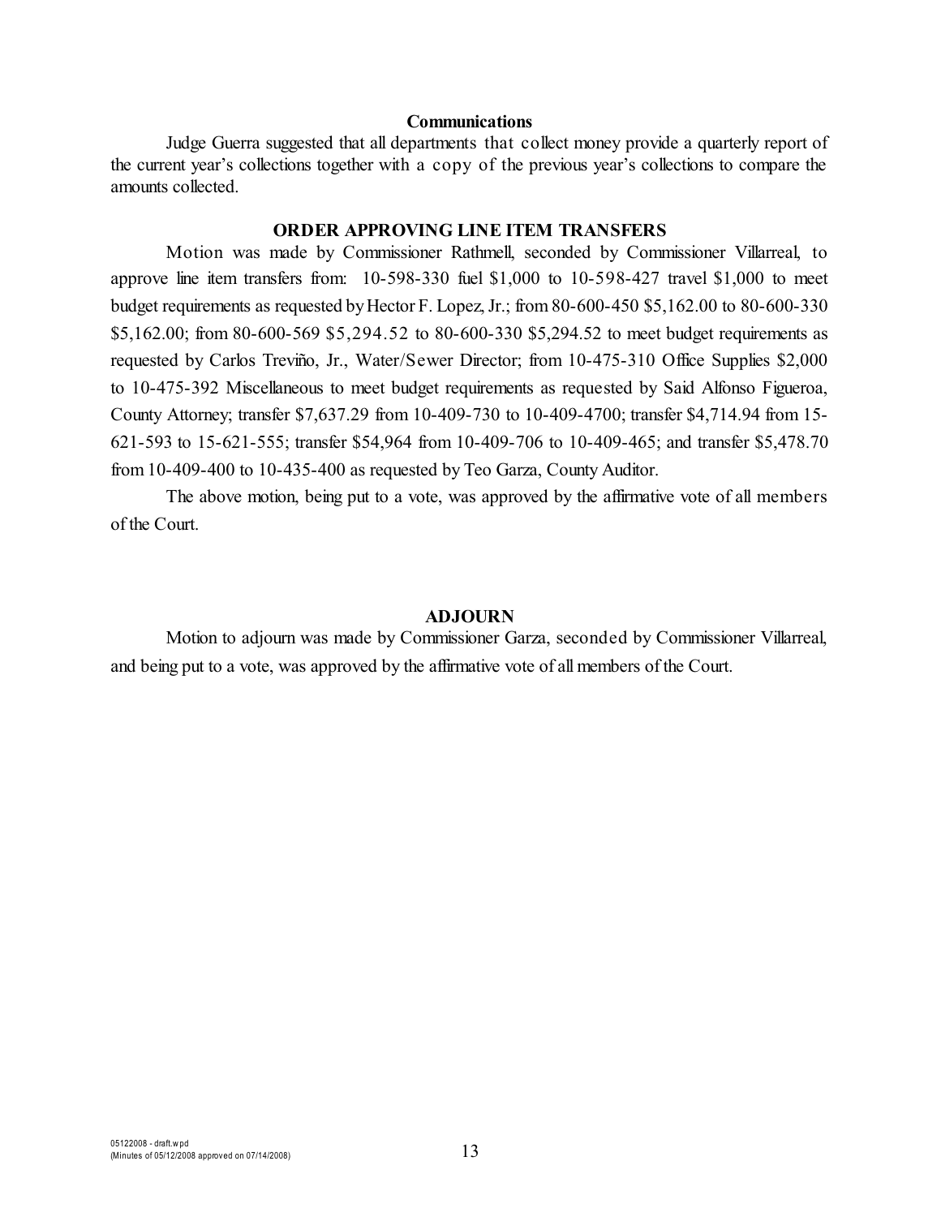### Communications

Judge Guerra suggested that all departments that collect money provide a quarterly report of the current year's collections together with a copy of the previous year's collections to compare the amounts collected.

### ORDER APPROVING LINE ITEM TRANSFERS

Motion was made by Commissioner Rathmell, seconded by Commissioner Villarreal, to approve line item transfers from: 10-598-330 fuel $1,000 to 10-598-427 travel $1,000 to meet budget requirements as requested by Hector F. Lopez, Jr.; from 80-600-450 $5,162.00 to 80-600-330 $5,162.00; from 80-600-569 $5,294.52 to 80-600-330 $5,294.52 to meet budget requirements as requested by Carlos Treviño, Jr., Water/Sewer Director; from 10-475-310 Office Supplies $2,000 to 10-475-392 Miscellaneous to meet budget requirements as requested by Said Alfonso Figueroa, County Attorney; transfer $7,637.29 from 10-409-730 to 10-409-4700; transfer $4,714.94 from 15-621-593 to 15-621-555; transfer $54,964 from 10-409-706 to 10-409-465; and transfer $5,478.70 from 10-409-400 to 10-435-400 as requested by Teo Garza, County Auditor.

The above motion, being put to a vote, was approved by the affirmative vote of all members of the Court.

### ADJOURN

Motion to adjourn was made by Commissioner Garza, seconded by Commissioner Villarreal, and being put to a vote, was approved by the affirmative vote of all members of the Court.

05122008 - draft.wpd
(Minutes of 05/12/2008 approved on 07/14/2008)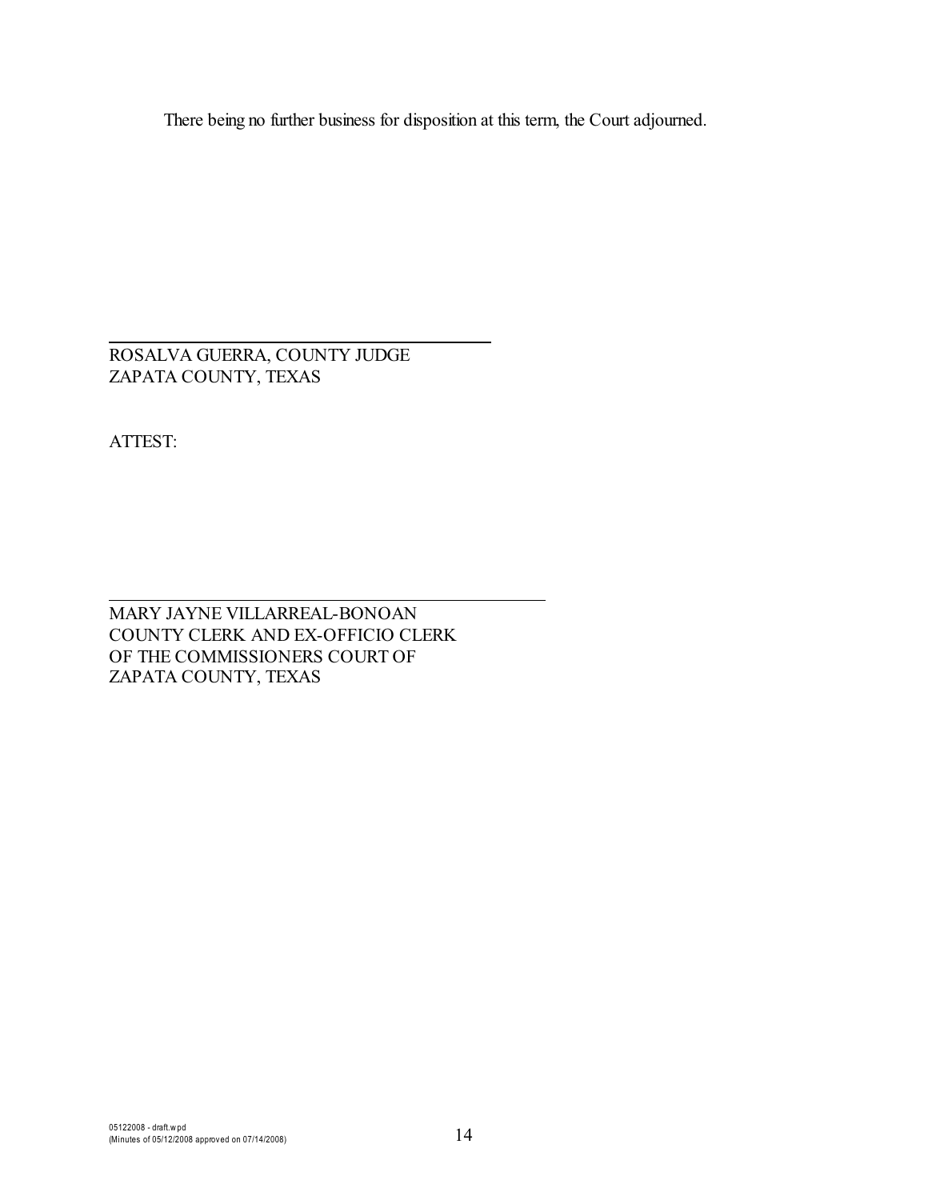There being no further business for disposition at this term, the Court adjourned.

\_\_\_\_\_\_\_\_\_\_\_\_\_\_\_\_\_\_\_\_\_\_\_\_\_\_\_\_\_\_\_\_\_\_\_\_\_\_\_\_

ROSALVA GUERRA, COUNTY JUDGE
ZAPATA COUNTY, TEXAS

ATTEST:

\_\_\_\_\_\_\_\_\_\_\_\_\_\_\_\_\_\_\_\_\_\_\_\_\_\_\_\_\_\_\_\_\_\_\_\_\_\_\_\_\_\_\_\_\_

MARY JAYNE VILLARREAL-BONOAN
COUNTY CLERK AND EX-OFFICIO CLERK
OF THE COMMISSIONERS COURT OF
ZAPATA COUNTY, TEXAS

05122008 - draft.wpd
(Minutes of 05/12/2008 approved on 07/14/2008)